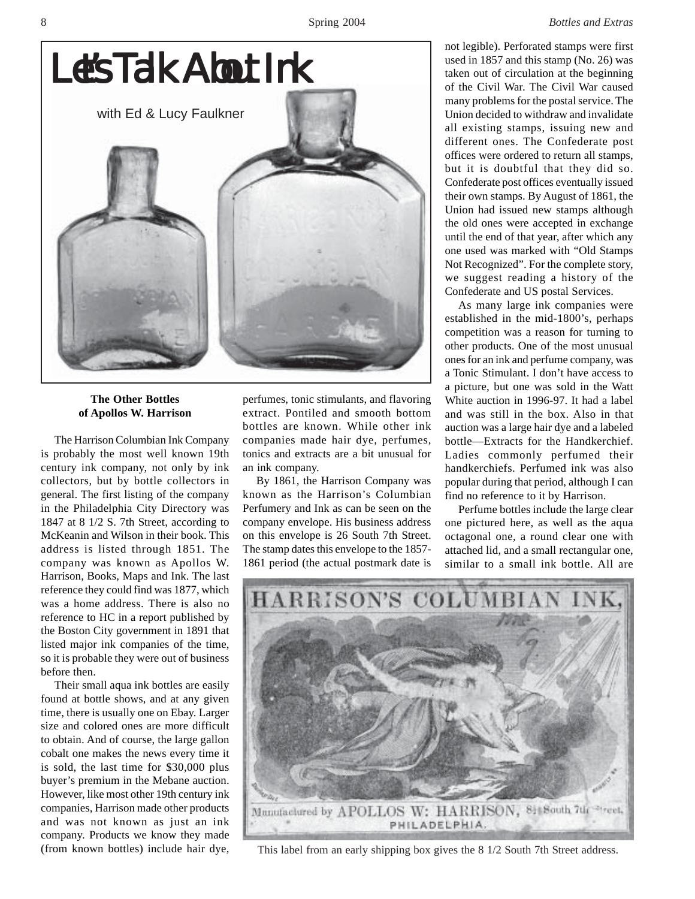# Let's Talk About Ink

with Ed & Lucy Faulkner

### The Other Bottles of Apollos W. Harrison

The Harrison Columbian Ink Company is probably the most well known 19th century ink company, not only by ink collectors, but by bottle collectors in general. The first listing of the company in the Philadelphia City Directory was 1847 at 8 1/2 S. 7th Street, according to McKeanin and Wilson in their book. This address is listed through 1851. The company was known as Apollos W. Harrison, Books, Maps and Ink. The last reference they could find was 1877, which was a home address. There is also no reference to HC in a report published by the Boston City government in 1891 that listed major ink companies of the time, so it is probable they were out of business before then.

Their small aqua ink bottles are easily found at bottle shows, and at any given time, there is usually one on Ebay. Larger size and colored ones are more difficult to obtain. And of course, the large gallon cobalt one makes the news every time it is sold, the last time for $30,000 plus buyer's premium in the Mebane auction. However, like most other 19th century ink companies, Harrison made other products and was not known as just an ink company. Products we know they made (from known bottles) include hair dye, perfumes, tonic stimulants, and flavoring extract. Pontiled and smooth bottom bottles are known. While other ink companies made hair dye, perfumes, tonics and extracts are a bit unusual for an ink company.

By 1861, the Harrison Company was known as the Harrison's Columbian Perfumery and Ink as can be seen on the company envelope. His business address on this envelope is 26 South 7th Street. The stamp dates this envelope to the 1857-1861 period (the actual postmark date is not legible). Perforated stamps were first used in 1857 and this stamp (No. 26) was taken out of circulation at the beginning of the Civil War. The Civil War caused many problems for the postal service. The Union decided to withdraw and invalidate all existing stamps, issuing new and different ones. The Confederate post offices were ordered to return all stamps, but it is doubtful that they did so. Confederate post offices eventually issued their own stamps. By August of 1861, the Union had issued new stamps although the old ones were accepted in exchange until the end of that year, after which any one used was marked with "Old Stamps Not Recognized". For the complete story, we suggest reading a history of the Confederate and US postal Services.

As many large ink companies were established in the mid-1800's, perhaps competition was a reason for turning to other products. One of the most unusual ones for an ink and perfume company, was a Tonic Stimulant. I don't have access to a picture, but one was sold in the Watt White auction in 1996-97. It had a label and was still in the box. Also in that auction was a large hair dye and a labeled bottle—Extracts for the Handkerchief. Ladies commonly perfumed their handkerchiefs. Perfumed ink was also popular during that period, although I can find no reference to it by Harrison.

Perfume bottles include the large clear one pictured here, as well as the aqua octagonal one, a round clear one with attached lid, and a small rectangular one, similar to a small ink bottle. All are

This label from an early shipping box gives the 8 1/2 South 7th Street address.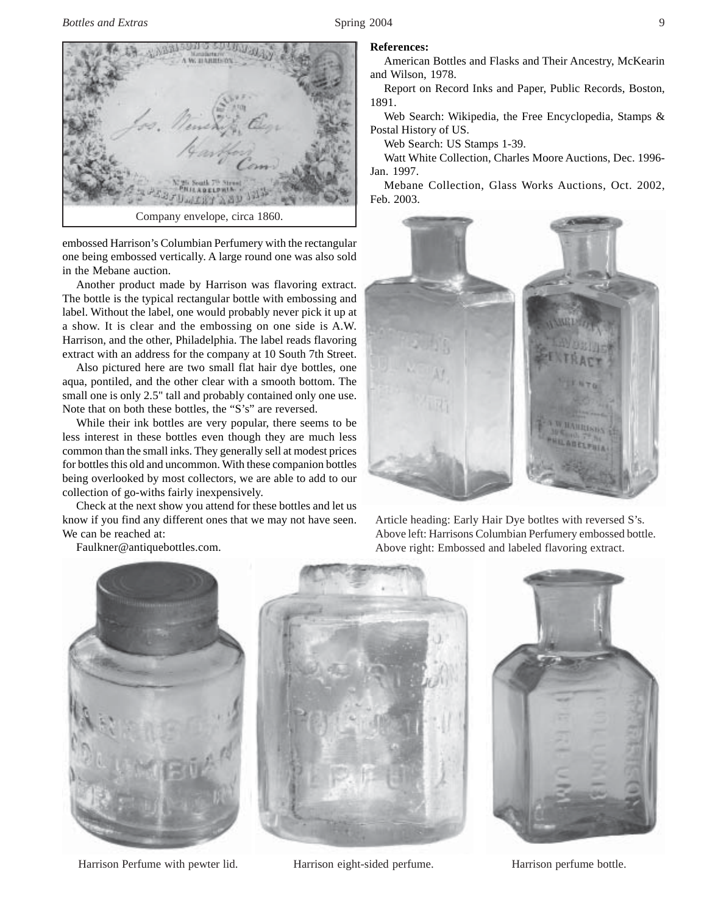Company envelope, circa 1860.

embossed Harrison's Columbian Perfumery with the rectangular one being embossed vertically. A large round one was also sold in the Mebane auction.

Another product made by Harrison was flavoring extract. The bottle is the typical rectangular bottle with embossing and label. Without the label, one would probably never pick it up at a show. It is clear and the embossing on one side is A.W. Harrison, and the other, Philadelphia. The label reads flavoring extract with an address for the company at 10 South 7th Street.

Also pictured here are two small flat hair dye bottles, one aqua, pontiled, and the other clear with a smooth bottom. The small one is only 2.5" tall and probably contained only one use. Note that on both these bottles, the "S's" are reversed.

While their ink bottles are very popular, there seems to be less interest in these bottles even though they are much less common than the small inks. They generally sell at modest prices for bottles this old and uncommon. With these companion bottles being overlooked by most collectors, we are able to add to our collection of go-withs fairly inexpensively.

Check at the next show you attend for these bottles and let us know if you find any different ones that we may not have seen. We can be reached at:

Faulkner@antiquebottles.com.

**References:**

American Bottles and Flasks and Their Ancestry, McKearin and Wilson, 1978.

Report on Record Inks and Paper, Public Records, Boston, 1891.

Web Search: Wikipedia, the Free Encyclopedia, Stamps & Postal History of US.

Web Search: US Stamps 1-39.

Watt White Collection, Charles Moore Auctions, Dec. 1996-Jan. 1997.

Mebane Collection, Glass Works Auctions, Oct. 2002, Feb. 2003.

Article heading: Early Hair Dye botltes with reversed S's.
Above left: Harrisons Columbian Perfumery embossed bottle.
Above right: Embossed and labeled flavoring extract.

Harrison Perfume with pewter lid.

Harrison eight-sided perfume.

Harrison perfume bottle.